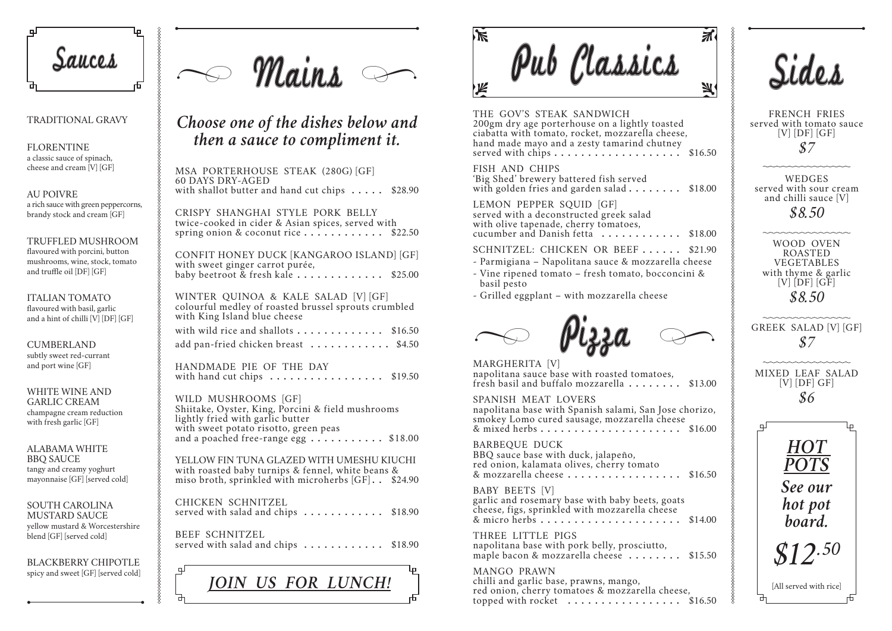# Sauces

TRADITIONAL GRAVY

FLORENTINE
a classic sauce of spinach, cheese and cream [V] [GF]

AU POIVRE
a rich sauce with green peppercorns, brandy stock and cream [GF]

TRUFFLED MUSHROOM
flavoured with porcini, button mushrooms, wine, stock, tomato and truffle oil [DF] [GF]

ITALIAN TOMATO
flavoured with basil, garlic and a hint of chilli [V] [DF] [GF]

CUMBERLAND
subtly sweet red-currant and port wine [GF]

WHITE WINE AND GARLIC CREAM
champagne cream reduction with fresh garlic [GF]

ALABAMA WHITE BBQ SAUCE
tangy and creamy yoghurt mayonnaise [GF] [served cold]

SOUTH CAROLINA MUSTARD SAUCE
yellow mustard & Worcestershire blend [GF] [served cold]

BLACKBERRY CHIPOTLE
spicy and sweet [GF] [served cold]

# Mains

*Choose one of the dishes below and then a sauce to compliment it.*

MSA PORTERHOUSE STEAK (280G) [GF]
60 DAYS DRY-AGED
with shallot butter and hand cut chips ..... $28.90

CRISPY SHANGHAI STYLE PORK BELLY
twice-cooked in cider & Asian spices, served with spring onion & coconut rice ..... $22.50

CONFIT HONEY DUCK [KANGAROO ISLAND] [GF]
with sweet ginger carrot purée, baby beetroot & fresh kale ..... $25.00

WINTER QUINOA & KALE SALAD [V] [GF]
colourful medley of roasted brussel sprouts crumbled with King Island blue cheese
with wild rice and shallots ..... $16.50
add pan-fried chicken breast ..... $4.50

HANDMADE PIE OF THE DAY
with hand cut chips ..... $19.50

WILD MUSHROOMS [GF]
Shiitake, Oyster, King, Porcini & field mushrooms lightly fried with garlic butter with sweet potato risotto, green peas and a poached free-range egg ..... $18.00

YELLOW FIN TUNA GLAZED WITH UMESHU KIUCHI
with roasted baby turnips & fennel, white beans & miso broth, sprinkled with microherbs [GF] .. $24.90

CHICKEN SCHNITZEL
served with salad and chips ..... $18.90

BEEF SCHNITZEL
served with salad and chips ..... $18.90

*JOIN US FOR LUNCH!*

# Pub Classics

THE GOV'S STEAK SANDWICH
200gm dry age porterhouse on a lightly toasted ciabatta with tomato, rocket, mozzarella cheese, hand made mayo and a zesty tamarind chutney served with chips ..... $16.50

FISH AND CHIPS
'Big Shed' brewery battered fish served with golden fries and garden salad ..... $18.00

LEMON PEPPER SQUID [GF]
served with a deconstructed greek salad with olive tapenade, cherry tomatoes, cucumber and Danish fetta ..... $18.00

SCHNITZEL: CHICKEN OR BEEF ..... $21.90
- Parmigiana – Napolitana sauce & mozzarella cheese
- Vine ripened tomato – fresh tomato, bocconcini & basil pesto
- Grilled eggplant – with mozzarella cheese

# Pizza

MARGHERITA [V]
napolitana sauce base with roasted tomatoes, fresh basil and buffalo mozzarella ..... $13.00

SPANISH MEAT LOVERS
napolitana base with Spanish salami, San Jose chorizo, smokey Lomo cured sausage, mozzarella cheese & mixed herbs ..... $16.00

BARBEQUE DUCK
BBQ sauce base with duck, jalapeño, red onion, kalamata olives, cherry tomato & mozzarella cheese ..... $16.50

BABY BEETS [V]
garlic and rosemary base with baby beets, goats cheese, figs, sprinkled with mozzarella cheese & micro herbs ..... $14.00

THREE LITTLE PIGS
napolitana base with pork belly, prosciutto, maple bacon & mozzarella cheese ..... $15.50

MANGO PRAWN
chilli and garlic base, prawns, mango, red onion, cherry tomatoes & mozzarella cheese, topped with rocket ..... $16.50

# Sides

FRENCH FRIES
served with tomato sauce
[V] [DF] [GF]
*$7*

WEDGES
served with sour cream and chilli sauce [V]
*$8.50*

WOOD OVEN ROASTED VEGETABLES
with thyme & garlic
[V] [DF] [GF]
*$8.50*

GREEK SALAD [V] [GF]
*$7*

MIXED LEAF SALAD
[V] [DF] GF]
*$6*

***HOT POTS***

***See our hot pot board.***

***$12.50***

[All served with rice]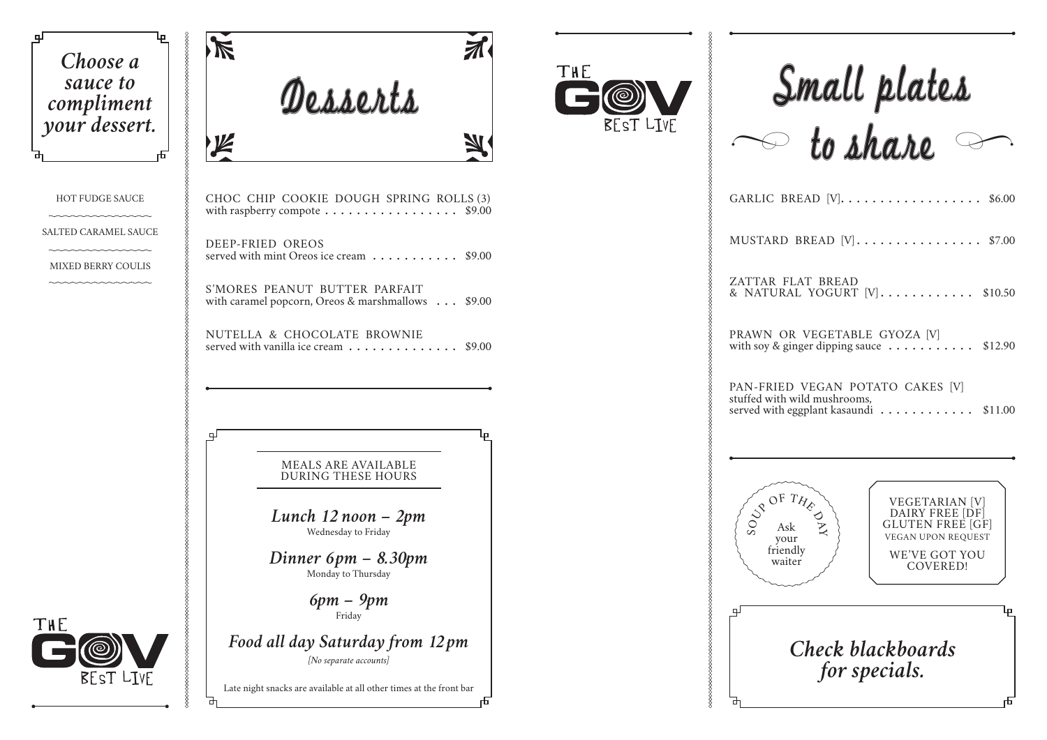*Choose a sauce to compliment your dessert.*

HOT FUDGE SAUCE

SALTED CARAMEL SAUCE

MIXED BERRY COULIS

THE GOV BEST LIVE

# Desserts

CHOC CHIP COOKIE DOUGH SPRING ROLLS (3)
with raspberry compote . . . . . . . . . . . . . . . . . $9.00

DEEP-FRIED OREOS
served with mint Oreos ice cream . . . . . . . . . . . $9.00

S'MORES PEANUT BUTTER PARFAIT
with caramel popcorn, Oreos & marshmallows . . . $9.00

NUTELLA & CHOCOLATE BROWNIE
served with vanilla ice cream . . . . . . . . . . . . . . $9.00

MEALS ARE AVAILABLE DURING THESE HOURS

*Lunch 12 noon – 2pm*
Wednesday to Friday

*Dinner 6pm – 8.30pm*
Monday to Thursday

*6pm – 9pm*
Friday

*Food all day Saturday from 12pm*
*[No separate accounts]*

Late night snacks are available at all other times at the front bar

THE GOV BEST LIVE

# Small plates to share

GARLIC BREAD [V]. . . . . . . . . . . . . . . . . . $6.00

MUSTARD BREAD [V]. . . . . . . . . . . . . . . . $7.00

ZATTAR FLAT BREAD
& NATURAL YOGURT [V]. . . . . . . . . . . . $10.50

PRAWN OR VEGETABLE GYOZA [V]
with soy & ginger dipping sauce . . . . . . . . . . . $12.90

PAN-FRIED VEGAN POTATO CAKES [V]
stuffed with wild mushrooms,
served with eggplant kasaundi . . . . . . . . . . . . $11.00

SOUP OF THE DAY
Ask your friendly waiter

VEGETARIAN [V]
DAIRY FREE [DF]
GLUTEN FREE [GF]
VEGAN UPON REQUEST
WE'VE GOT YOU COVERED!

*Check blackboards for specials.*